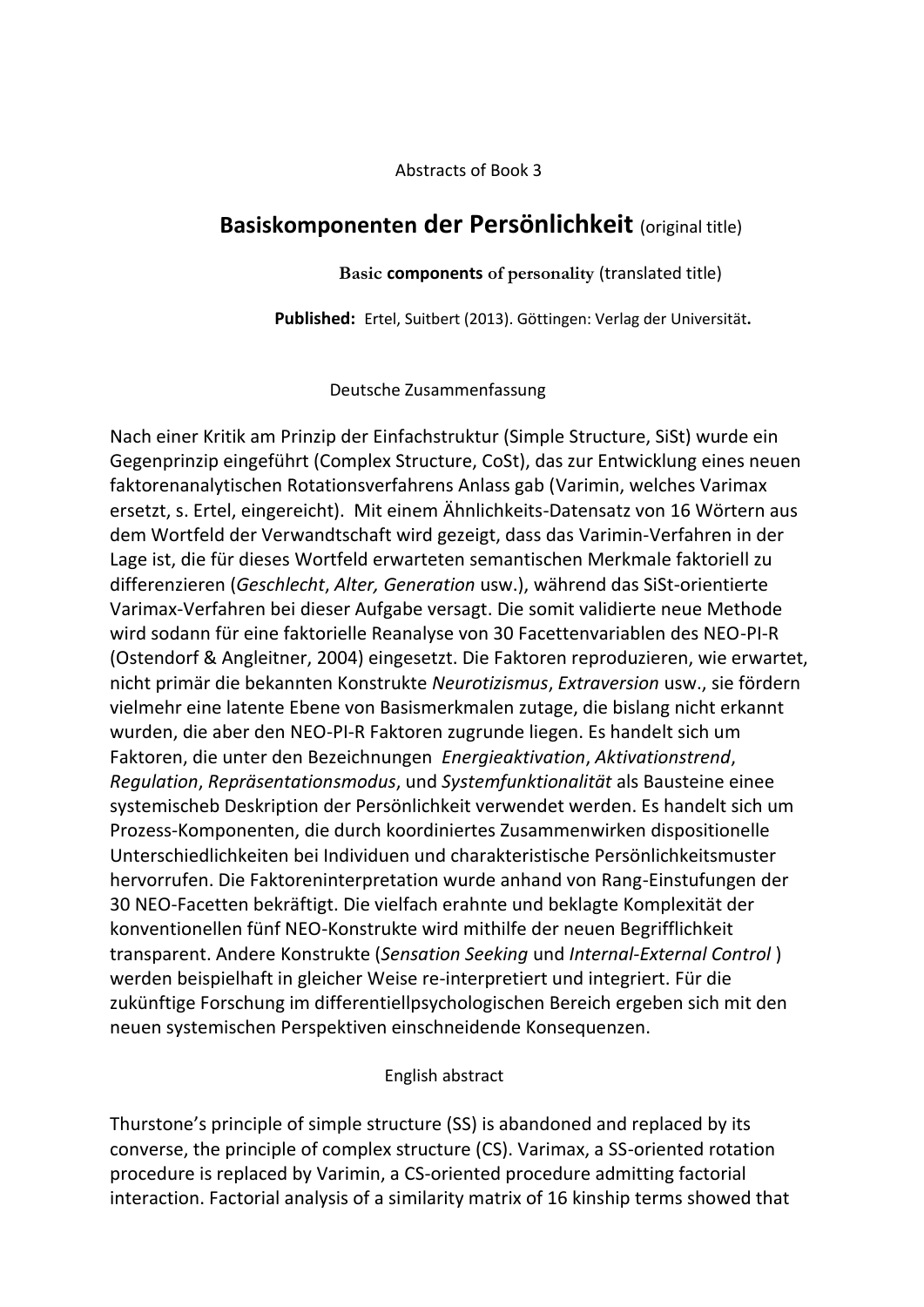Abstracts of Book 3

# Basiskomponenten der Persönlichkeit (original title)

**Basic components of personality** (translated title)

**Published:** Ertel, Suitbert (2013). Göttingen: Verlag der Universität**.**

## Deutsche Zusammenfassung

Nach einer Kritik am Prinzip der Einfachstruktur (Simple Structure, SiSt) wurde ein Gegenprinzip eingeführt (Complex Structure, CoSt), das zur Entwicklung eines neuen faktorenanalytischen Rotationsverfahrens Anlass gab (Varimin, welches Varimax ersetzt, s. Ertel, eingereicht). Mit einem Ähnlichkeits-Datensatz von 16 Wörtern aus dem Wortfeld der Verwandtschaft wird gezeigt, dass das Varimin-Verfahren in der Lage ist, die für dieses Wortfeld erwarteten semantischen Merkmale faktoriell zu differenzieren (*Geschlecht*, *Alter, Generation* usw.), während das SiSt-orientierte Varimax-Verfahren bei dieser Aufgabe versagt. Die somit validierte neue Methode wird sodann für eine faktorielle Reanalyse von 30 Facettenvariablen des NEO-PI-R (Ostendorf & Angleitner, 2004) eingesetzt. Die Faktoren reproduzieren, wie erwartet, nicht primär die bekannten Konstrukte *Neurotizismus*, *Extraversion* usw., sie fördern vielmehr eine latente Ebene von Basismerkmalen zutage, die bislang nicht erkannt wurden, die aber den NEO-PI-R Faktoren zugrunde liegen. Es handelt sich um Faktoren, die unter den Bezeichnungen *Energieaktivation*, *Aktivationstrend*, *Regulation*, *Repräsentationsmodus*, und *Systemfunktionalität* als Bausteine einee systemischeb Deskription der Persönlichkeit verwendet werden. Es handelt sich um Prozess-Komponenten, die durch koordiniertes Zusammenwirken dispositionelle Unterschiedlichkeiten bei Individuen und charakteristische Persönlichkeitsmuster hervorrufen. Die Faktoreninterpretation wurde anhand von Rang-Einstufungen der 30 NEO-Facetten bekräftigt. Die vielfach erahnte und beklagte Komplexität der konventionellen fünf NEO-Konstrukte wird mithilfe der neuen Begrifflichkeit transparent. Andere Konstrukte (*Sensation Seeking* und *Internal-External Control* ) werden beispielhaft in gleicher Weise re-interpretiert und integriert. Für die zukünftige Forschung im differentiellpsychologischen Bereich ergeben sich mit den neuen systemischen Perspektiven einschneidende Konsequenzen.

## English abstract

Thurstone's principle of simple structure (SS) is abandoned and replaced by its converse, the principle of complex structure (CS). Varimax, a SS-oriented rotation procedure is replaced by Varimin, a CS-oriented procedure admitting factorial interaction. Factorial analysis of a similarity matrix of 16 kinship terms showed that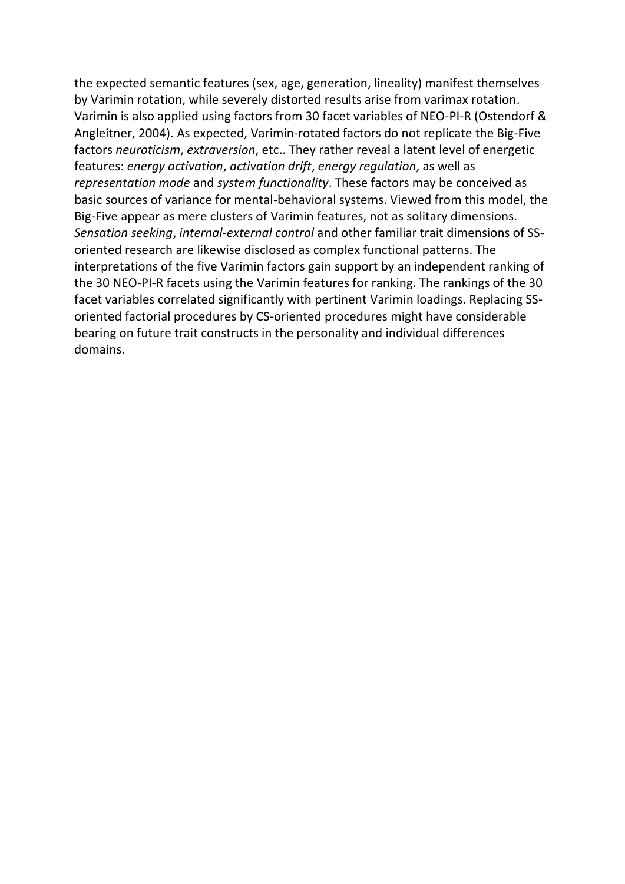the expected semantic features (sex, age, generation, lineality) manifest themselves by Varimin rotation, while severely distorted results arise from varimax rotation. Varimin is also applied using factors from 30 facet variables of NEO-PI-R (Ostendorf & Angleitner, 2004). As expected, Varimin-rotated factors do not replicate the Big-Five factors *neuroticism*, *extraversion*, etc.. They rather reveal a latent level of energetic features: *energy activation*, *activation drift*, *energy regulation*, as well as *representation mode* and *system functionality*. These factors may be conceived as basic sources of variance for mental-behavioral systems. Viewed from this model, the Big-Five appear as mere clusters of Varimin features, not as solitary dimensions. *Sensation seeking*, *internal-external control* and other familiar trait dimensions of SS-oriented research are likewise disclosed as complex functional patterns. The interpretations of the five Varimin factors gain support by an independent ranking of the 30 NEO-PI-R facets using the Varimin features for ranking. The rankings of the 30 facet variables correlated significantly with pertinent Varimin loadings. Replacing SS-oriented factorial procedures by CS-oriented procedures might have considerable bearing on future trait constructs in the personality and individual differences domains.